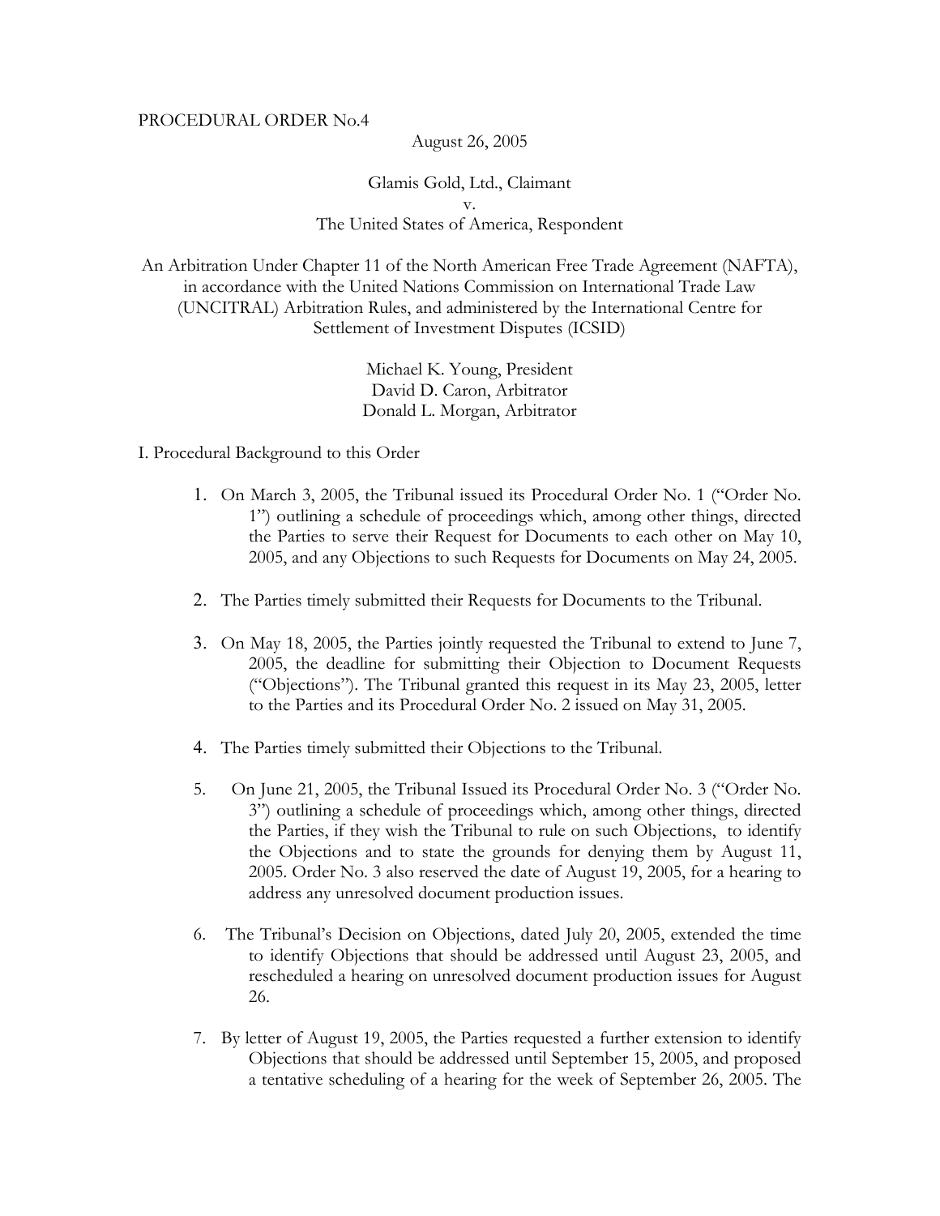PROCEDURAL ORDER No.4

August 26, 2005

Glamis Gold, Ltd., Claimant
v.
The United States of America, Respondent

An Arbitration Under Chapter 11 of the North American Free Trade Agreement (NAFTA), in accordance with the United Nations Commission on International Trade Law (UNCITRAL) Arbitration Rules, and administered by the International Centre for Settlement of Investment Disputes (ICSID)

Michael K. Young, President
David D. Caron, Arbitrator
Donald L. Morgan, Arbitrator

## I. Procedural Background to this Order

1. On March 3, 2005, the Tribunal issued its Procedural Order No. 1 ("Order No. 1") outlining a schedule of proceedings which, among other things, directed the Parties to serve their Request for Documents to each other on May 10, 2005, and any Objections to such Requests for Documents on May 24, 2005.

2. The Parties timely submitted their Requests for Documents to the Tribunal.

3. On May 18, 2005, the Parties jointly requested the Tribunal to extend to June 7, 2005, the deadline for submitting their Objection to Document Requests ("Objections"). The Tribunal granted this request in its May 23, 2005, letter to the Parties and its Procedural Order No. 2 issued on May 31, 2005.

4. The Parties timely submitted their Objections to the Tribunal.

5. On June 21, 2005, the Tribunal Issued its Procedural Order No. 3 ("Order No. 3") outlining a schedule of proceedings which, among other things, directed the Parties, if they wish the Tribunal to rule on such Objections, to identify the Objections and to state the grounds for denying them by August 11, 2005. Order No. 3 also reserved the date of August 19, 2005, for a hearing to address any unresolved document production issues.

6. The Tribunal's Decision on Objections, dated July 20, 2005, extended the time to identify Objections that should be addressed until August 23, 2005, and rescheduled a hearing on unresolved document production issues for August 26.

7. By letter of August 19, 2005, the Parties requested a further extension to identify Objections that should be addressed until September 15, 2005, and proposed a tentative scheduling of a hearing for the week of September 26, 2005. The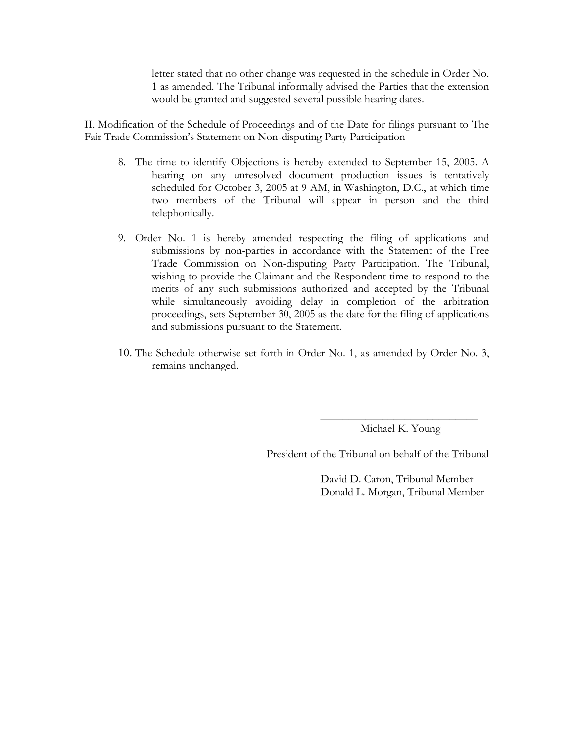letter stated that no other change was requested in the schedule in Order No. 1 as amended. The Tribunal informally advised the Parties that the extension would be granted and suggested several possible hearing dates.

II. Modification of the Schedule of Proceedings and of the Date for filings pursuant to The Fair Trade Commission's Statement on Non-disputing Party Participation

8. The time to identify Objections is hereby extended to September 15, 2005. A hearing on any unresolved document production issues is tentatively scheduled for October 3, 2005 at 9 AM, in Washington, D.C., at which time two members of the Tribunal will appear in person and the third telephonically.

9. Order No. 1 is hereby amended respecting the filing of applications and submissions by non-parties in accordance with the Statement of the Free Trade Commission on Non-disputing Party Participation. The Tribunal, wishing to provide the Claimant and the Respondent time to respond to the merits of any such submissions authorized and accepted by the Tribunal while simultaneously avoiding delay in completion of the arbitration proceedings, sets September 30, 2005 as the date for the filing of applications and submissions pursuant to the Statement.

10. The Schedule otherwise set forth in Order No. 1, as amended by Order No. 3, remains unchanged.

\_\_\_\_\_\_\_\_\_\_\_\_\_\_\_\_\_\_\_\_\_\_\_\_\_\_\_\_\_\_

Michael K. Young

President of the Tribunal on behalf of the Tribunal

David D. Caron, Tribunal Member
Donald L. Morgan, Tribunal Member